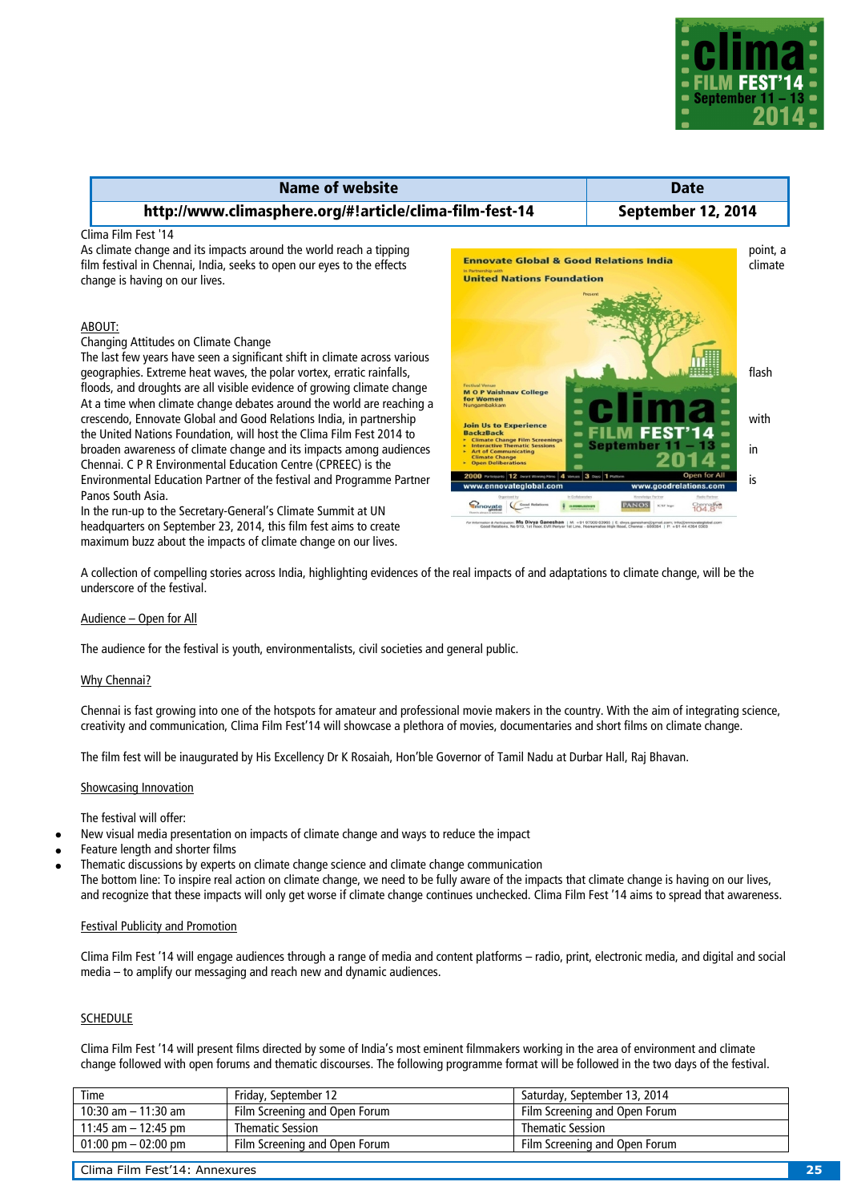| Name of website | Date |
|---|---|
| http://www.climasphere.org/#!article/clima-film-fest-14 | September 12, 2014 |

Clima Film Fest '14

As climate change and its impacts around the world reach a tipping point, a film festival in Chennai, India, seeks to open our eyes to the effects climate change is having on our lives.

ABOUT:

Changing Attitudes on Climate Change

The last few years have seen a significant shift in climate across various geographies. Extreme heat waves, the polar vortex, erratic rainfalls, flash floods, and droughts are all visible evidence of growing climate change

At a time when climate change debates around the world are reaching a crescendo, Ennovate Global and Good Relations India, in partnership with the United Nations Foundation, will host the Clima Film Fest 2014 to broaden awareness of climate change and its impacts among audiences in Chennai. C P R Environmental Education Centre (CPREEC) is the Environmental Education Partner of the festival and Programme Partner is Panos South Asia.

In the run-up to the Secretary-General's Climate Summit at UN headquarters on September 23, 2014, this film fest aims to create maximum buzz about the impacts of climate change on our lives.

A collection of compelling stories across India, highlighting evidences of the real impacts of and adaptations to climate change, will be the underscore of the festival.

Audience – Open for All

The audience for the festival is youth, environmentalists, civil societies and general public.

Why Chennai?

Chennai is fast growing into one of the hotspots for amateur and professional movie makers in the country. With the aim of integrating science, creativity and communication, Clima Film Fest'14 will showcase a plethora of movies, documentaries and short films on climate change.

The film fest will be inaugurated by His Excellency Dr K Rosaiah, Hon'ble Governor of Tamil Nadu at Durbar Hall, Raj Bhavan.

Showcasing Innovation

The festival will offer:

- New visual media presentation on impacts of climate change and ways to reduce the impact
- Feature length and shorter films
- Thematic discussions by experts on climate change science and climate change communication

The bottom line: To inspire real action on climate change, we need to be fully aware of the impacts that climate change is having on our lives, and recognize that these impacts will only get worse if climate change continues unchecked. Clima Film Fest '14 aims to spread that awareness.

Festival Publicity and Promotion

Clima Film Fest '14 will engage audiences through a range of media and content platforms – radio, print, electronic media, and digital and social media – to amplify our messaging and reach new and dynamic audiences.

SCHEDULE

Clima Film Fest '14 will present films directed by some of India's most eminent filmmakers working in the area of environment and climate change followed with open forums and thematic discourses. The following programme format will be followed in the two days of the festival.

| Time | Friday, September 12 | Saturday, September 13, 2014 |
|---|---|---|
| 10:30 am – 11:30 am | Film Screening and Open Forum | Film Screening and Open Forum |
| 11:45 am – 12:45 pm | Thematic Session | Thematic Session |
| 01:00 pm – 02:00 pm | Film Screening and Open Forum | Film Screening and Open Forum |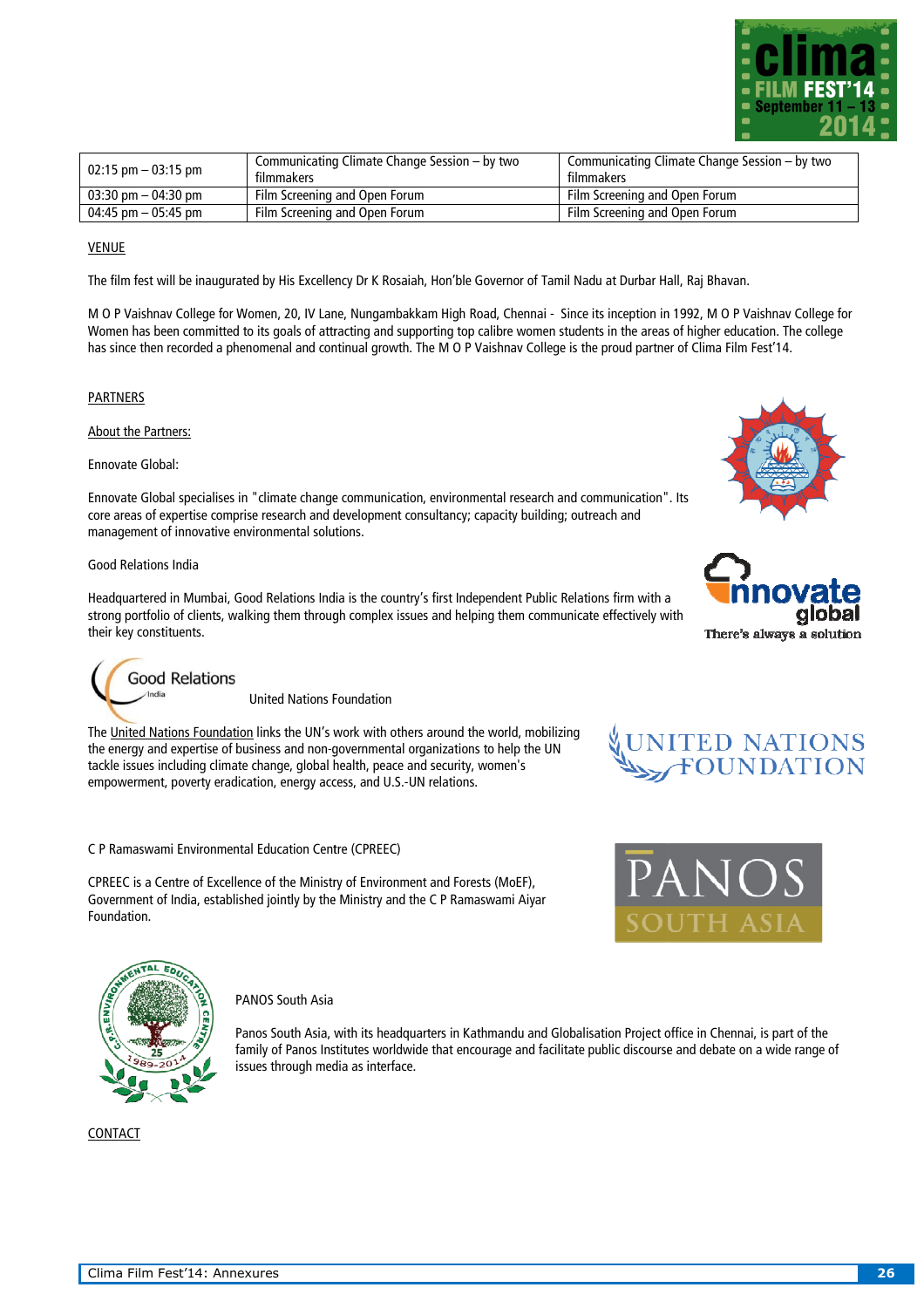| | | |
|---|---|---|
| 02:15 pm – 03:15 pm | Communicating Climate Change Session – by two filmmakers | Communicating Climate Change Session – by two filmmakers |
| 03:30 pm – 04:30 pm | Film Screening and Open Forum | Film Screening and Open Forum |
| 04:45 pm – 05:45 pm | Film Screening and Open Forum | Film Screening and Open Forum |

VENUE

The film fest will be inaugurated by His Excellency Dr K Rosaiah, Hon'ble Governor of Tamil Nadu at Durbar Hall, Raj Bhavan.

M O P Vaishnav College for Women, 20, IV Lane, Nungambakkam High Road, Chennai - Since its inception in 1992, M O P Vaishnav College for Women has been committed to its goals of attracting and supporting top calibre women students in the areas of higher education. The college has since then recorded a phenomenal and continual growth. The M O P Vaishnav College is the proud partner of Clima Film Fest'14.

PARTNERS

About the Partners:

Ennovate Global:

Ennovate Global specialises in "climate change communication, environmental research and communication". Its core areas of expertise comprise research and development consultancy; capacity building; outreach and management of innovative environmental solutions.

Good Relations India

Headquartered in Mumbai, Good Relations India is the country's first Independent Public Relations firm with a strong portfolio of clients, walking them through complex issues and helping them communicate effectively with their key constituents.

United Nations Foundation

The United Nations Foundation links the UN's work with others around the world, mobilizing the energy and expertise of business and non-governmental organizations to help the UN tackle issues including climate change, global health, peace and security, women's empowerment, poverty eradication, energy access, and U.S.-UN relations.

C P Ramaswami Environmental Education Centre (CPREEC)

CPREEC is a Centre of Excellence of the Ministry of Environment and Forests (MoEF), Government of India, established jointly by the Ministry and the C P Ramaswami Aiyar Foundation.

PANOS South Asia

Panos South Asia, with its headquarters in Kathmandu and Globalisation Project office in Chennai, is part of the family of Panos Institutes worldwide that encourage and facilitate public discourse and debate on a wide range of issues through media as interface.

CONTACT